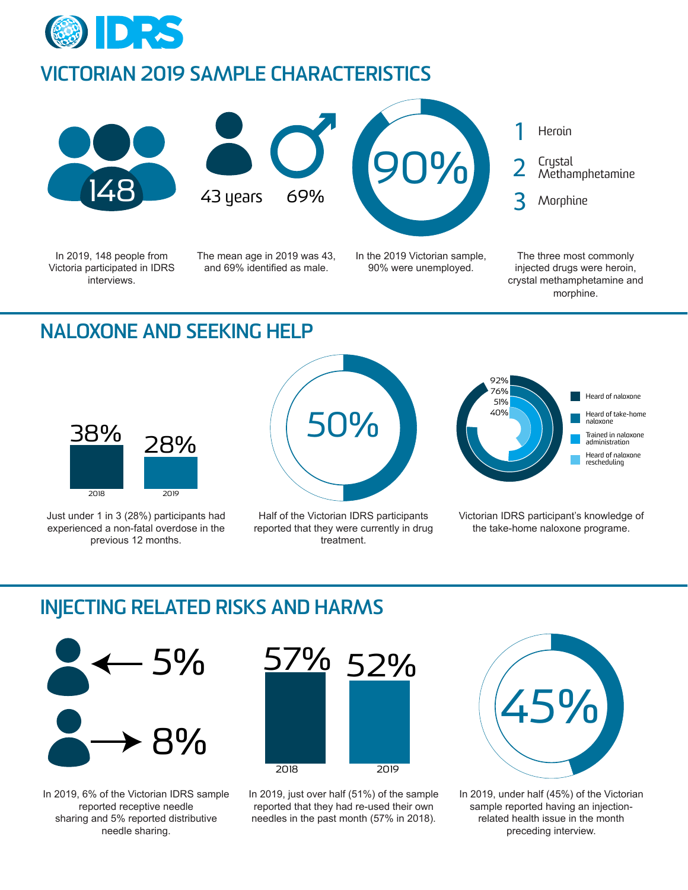# IDRS

## VICTORIAN 2019 SAMPLE CHARACTERISTICS

148

In 2019, 148 people from Victoria participated in IDRS interviews.

43 years 69%

The mean age in 2019 was 43, and 69% identified as male.

90%

In the 2019 Victorian sample, 90% were unemployed.

1. Heroin
2. Crystal Methamphetamine
3. Morphine

The three most commonly injected drugs were heroin, crystal methamphetamine and morphine.

## NALOXONE AND SEEKING HELP

| 2018 | 2019 |
| --- | --- |
| 38% | 28% |

Just under 1 in 3 (28%) participants had experienced a non-fatal overdose in the previous 12 months.

50%

Half of the Victorian IDRS participants reported that they were currently in drug treatment.

- Heard of naloxone: 92%
- Heard of take-home naloxone: 76%
- Trained in naloxone administration: 51%
- Heard of naloxone rescheduling: 40%

Victorian IDRS participant's knowledge of the take-home naloxone programe.

## INJECTING RELATED RISKS AND HARMS

← 5%

→ 8%

In 2019, 6% of the Victorian IDRS sample reported receptive needle sharing and 5% reported distributive needle sharing.

| 2018 | 2019 |
| --- | --- |
| 57% | 52% |

In 2019, just over half (51%) of the sample reported that they had re-used their own needles in the past month (57% in 2018).

45%

In 2019, under half (45%) of the Victorian sample reported having an injection-related health issue in the month preceding interview.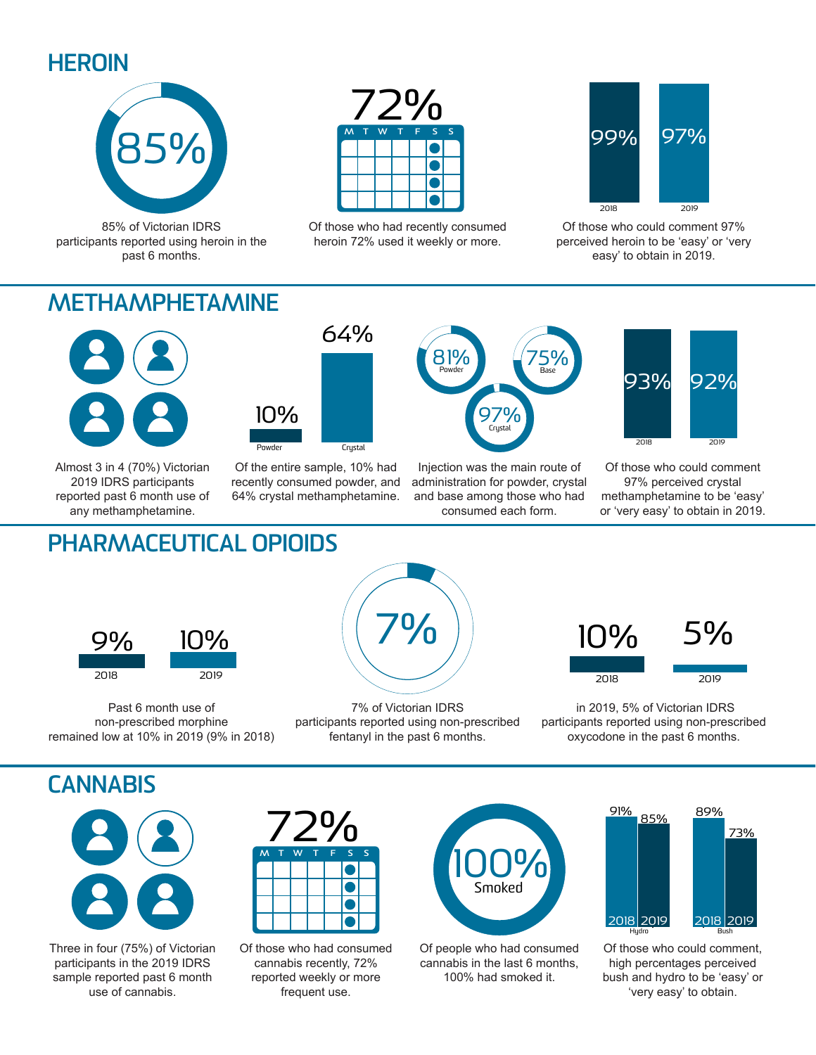## HEROIN

85%

85% of Victorian IDRS participants reported using heroin in the past 6 months.

72%

M T W T F S S

Of those who had recently consumed heroin 72% used it weekly or more.

99% 97%

2018 2019

Of those who could comment 97% perceived heroin to be 'easy' or 'very easy' to obtain in 2019.

## METHAMPHETAMINE

Almost 3 in 4 (70%) Victorian 2019 IDRS participants reported past 6 month use of any methamphetamine.

10% 64%

Powder Crystal

Of the entire sample, 10% had recently consumed powder, and 64% crystal methamphetamine.

81% Powder

75% Base

97% Crystal

Injection was the main route of administration for powder, crystal and base among those who had consumed each form.

93% 92%

2018 2019

Of those who could comment 97% perceived crystal methamphetamine to be 'easy' or 'very easy' to obtain in 2019.

## PHARMACEUTICAL OPIOIDS

9% 10%

2018 2019

Past 6 month use of non-prescribed morphine remained low at 10% in 2019 (9% in 2018)

7%

7% of Victorian IDRS participants reported using non-prescribed fentanyl in the past 6 months.

10% 5%

2018 2019

in 2019, 5% of Victorian IDRS participants reported using non-prescribed oxycodone in the past 6 months.

## CANNABIS

Three in four (75%) of Victorian participants in the 2019 IDRS sample reported past 6 month use of cannabis.

72%

M T W T F S S

Of those who had consumed cannabis recently, 72% reported weekly or more frequent use.

100% Smoked

Of people who had consumed cannabis in the last 6 months, 100% had smoked it.

91% 85% 89% 73%

2018 2019 2018 2019

Hydro Bush

Of those who could comment, high percentages perceived bush and hydro to be 'easy' or 'very easy' to obtain.